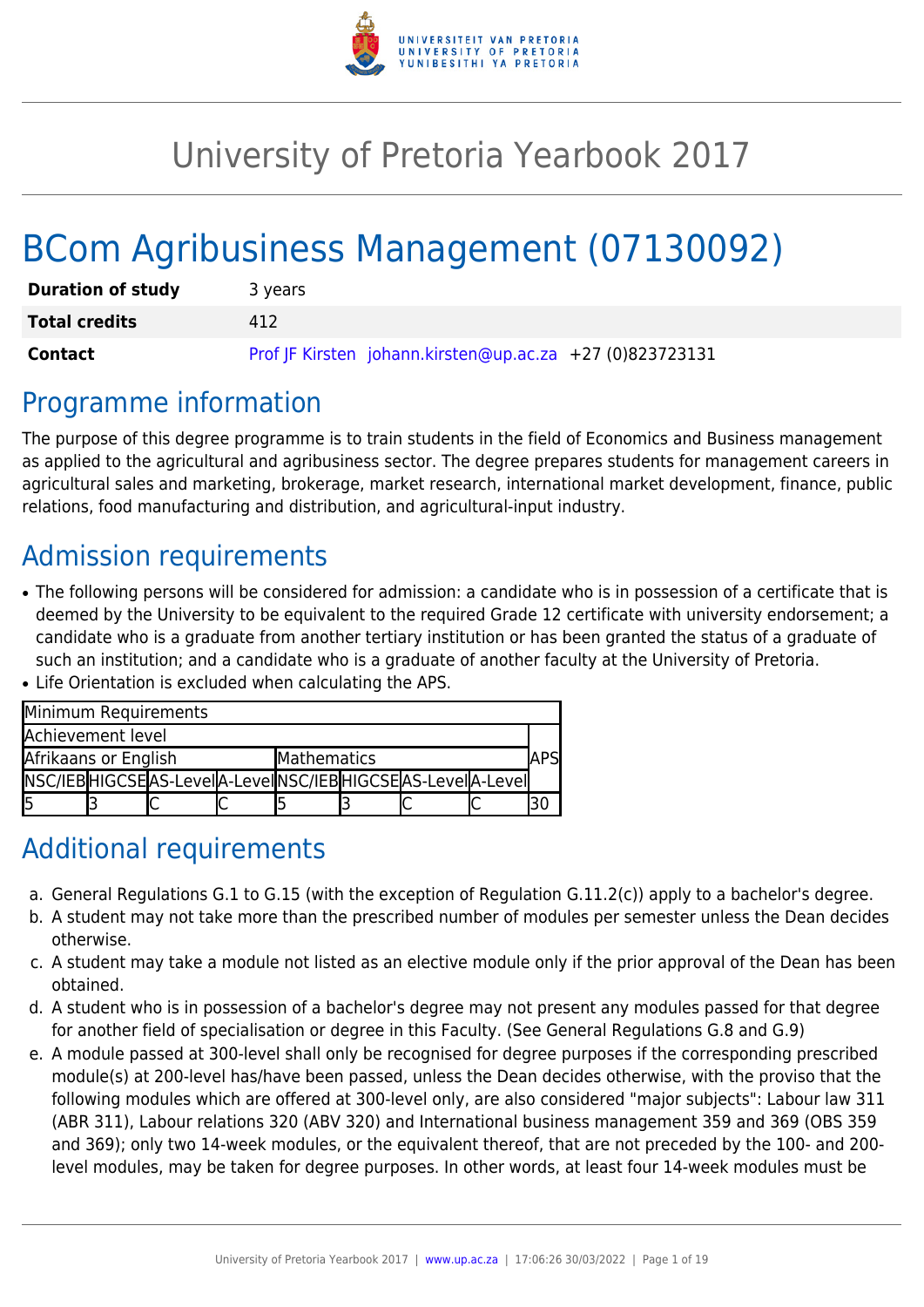# University of Pretoria Yearbook 2017

# BCom Agribusiness Management (07130092)

| | |
|---|---|
| **Duration of study** | 3 years |
| **Total credits** | 412 |
| **Contact** | Prof JF Kirsten johann.kirsten@up.ac.za +27 (0)823723131 |

## Programme information

The purpose of this degree programme is to train students in the field of Economics and Business management as applied to the agricultural and agribusiness sector. The degree prepares students for management careers in agricultural sales and marketing, brokerage, market research, international market development, finance, public relations, food manufacturing and distribution, and agricultural-input industry.

## Admission requirements

- The following persons will be considered for admission: a candidate who is in possession of a certificate that is deemed by the University to be equivalent to the required Grade 12 certificate with university endorsement; a candidate who is a graduate from another tertiary institution or has been granted the status of a graduate of such an institution; and a candidate who is a graduate of another faculty at the University of Pretoria.
- Life Orientation is excluded when calculating the APS.

| Minimum Requirements | | | | | | | | |
|---|---|---|---|---|---|---|---|---|
| Achievement level | | | | | | | | APS |
| Afrikaans or English | | | | Mathematics | | | | |
| NSC/IEB | HIGCSE | AS-Level | A-Level | NSC/IEB | HIGCSE | AS-Level | A-Level | |
| 5 | 3 | C | C | 5 | 3 | C | C | 30 |

## Additional requirements

a. General Regulations G.1 to G.15 (with the exception of Regulation G.11.2(c)) apply to a bachelor's degree.
b. A student may not take more than the prescribed number of modules per semester unless the Dean decides otherwise.
c. A student may take a module not listed as an elective module only if the prior approval of the Dean has been obtained.
d. A student who is in possession of a bachelor's degree may not present any modules passed for that degree for another field of specialisation or degree in this Faculty. (See General Regulations G.8 and G.9)
e. A module passed at 300-level shall only be recognised for degree purposes if the corresponding prescribed module(s) at 200-level has/have been passed, unless the Dean decides otherwise, with the proviso that the following modules which are offered at 300-level only, are also considered "major subjects": Labour law 311 (ABR 311), Labour relations 320 (ABV 320) and International business management 359 and 369 (OBS 359 and 369); only two 14-week modules, or the equivalent thereof, that are not preceded by the 100- and 200-level modules, may be taken for degree purposes. In other words, at least four 14-week modules must be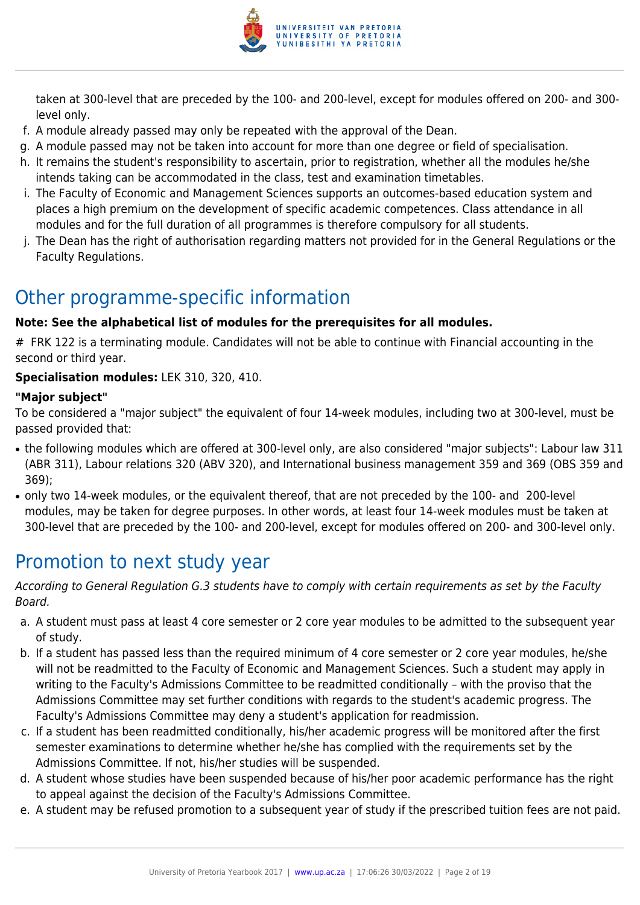taken at 300-level that are preceded by the 100- and 200-level, except for modules offered on 200- and 300-level only.

f. A module already passed may only be repeated with the approval of the Dean.
g. A module passed may not be taken into account for more than one degree or field of specialisation.
h. It remains the student's responsibility to ascertain, prior to registration, whether all the modules he/she intends taking can be accommodated in the class, test and examination timetables.
i. The Faculty of Economic and Management Sciences supports an outcomes-based education system and places a high premium on the development of specific academic competences. Class attendance in all modules and for the full duration of all programmes is therefore compulsory for all students.
j. The Dean has the right of authorisation regarding matters not provided for in the General Regulations or the Faculty Regulations.

# Other programme-specific information

**Note: See the alphabetical list of modules for the prerequisites for all modules.**

# FRK 122 is a terminating module. Candidates will not be able to continue with Financial accounting in the second or third year.

**Specialisation modules:** LEK 310, 320, 410.

**"Major subject"**

To be considered a "major subject" the equivalent of four 14-week modules, including two at 300-level, must be passed provided that:

- the following modules which are offered at 300-level only, are also considered "major subjects": Labour law 311 (ABR 311), Labour relations 320 (ABV 320), and International business management 359 and 369 (OBS 359 and 369);
- only two 14-week modules, or the equivalent thereof, that are not preceded by the 100- and 200-level modules, may be taken for degree purposes. In other words, at least four 14-week modules must be taken at 300-level that are preceded by the 100- and 200-level, except for modules offered on 200- and 300-level only.

# Promotion to next study year

*According to General Regulation G.3 students have to comply with certain requirements as set by the Faculty Board.*

a. A student must pass at least 4 core semester or 2 core year modules to be admitted to the subsequent year of study.
b. If a student has passed less than the required minimum of 4 core semester or 2 core year modules, he/she will not be readmitted to the Faculty of Economic and Management Sciences. Such a student may apply in writing to the Faculty's Admissions Committee to be readmitted conditionally – with the proviso that the Admissions Committee may set further conditions with regards to the student's academic progress. The Faculty's Admissions Committee may deny a student's application for readmission.
c. If a student has been readmitted conditionally, his/her academic progress will be monitored after the first semester examinations to determine whether he/she has complied with the requirements set by the Admissions Committee. If not, his/her studies will be suspended.
d. A student whose studies have been suspended because of his/her poor academic performance has the right to appeal against the decision of the Faculty's Admissions Committee.
e. A student may be refused promotion to a subsequent year of study if the prescribed tuition fees are not paid.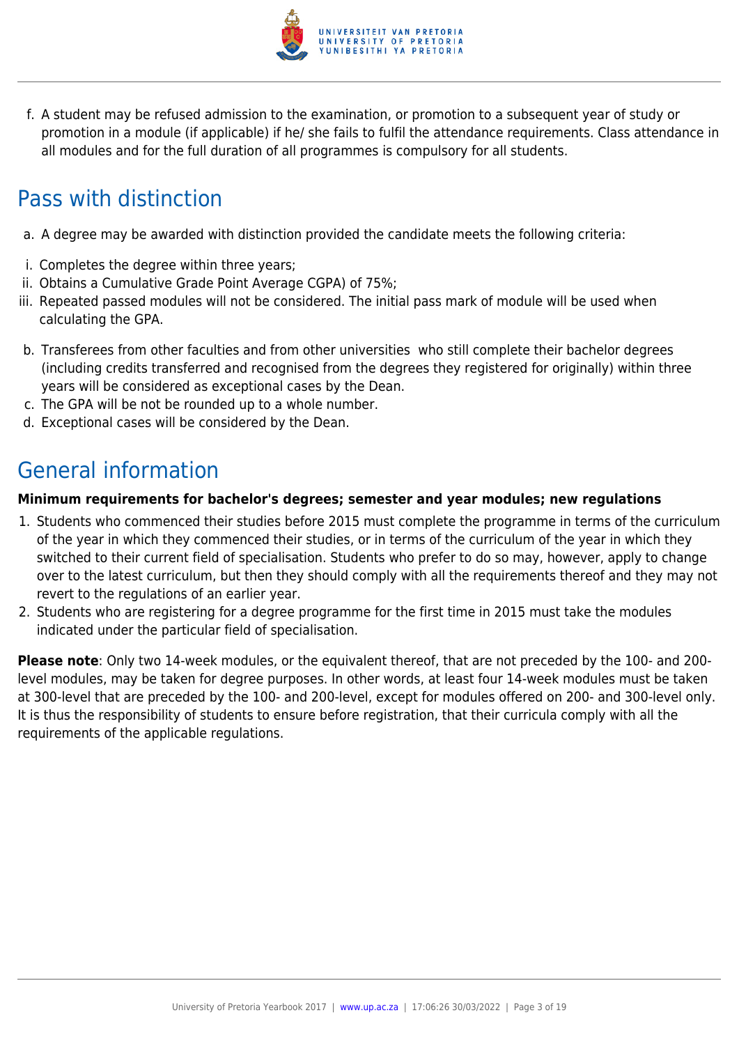f. A student may be refused admission to the examination, or promotion to a subsequent year of study or promotion in a module (if applicable) if he/ she fails to fulfil the attendance requirements. Class attendance in all modules and for the full duration of all programmes is compulsory for all students.

## Pass with distinction

a. A degree may be awarded with distinction provided the candidate meets the following criteria:

i. Completes the degree within three years;
ii. Obtains a Cumulative Grade Point Average CGPA) of 75%;
iii. Repeated passed modules will not be considered. The initial pass mark of module will be used when calculating the GPA.

b. Transferees from other faculties and from other universities who still complete their bachelor degrees (including credits transferred and recognised from the degrees they registered for originally) within three years will be considered as exceptional cases by the Dean.
c. The GPA will be not be rounded up to a whole number.
d. Exceptional cases will be considered by the Dean.

## General information

**Minimum requirements for bachelor's degrees; semester and year modules; new regulations**

1. Students who commenced their studies before 2015 must complete the programme in terms of the curriculum of the year in which they commenced their studies, or in terms of the curriculum of the year in which they switched to their current field of specialisation. Students who prefer to do so may, however, apply to change over to the latest curriculum, but then they should comply with all the requirements thereof and they may not revert to the regulations of an earlier year.
2. Students who are registering for a degree programme for the first time in 2015 must take the modules indicated under the particular field of specialisation.

**Please note**: Only two 14-week modules, or the equivalent thereof, that are not preceded by the 100- and 200-level modules, may be taken for degree purposes. In other words, at least four 14-week modules must be taken at 300-level that are preceded by the 100- and 200-level, except for modules offered on 200- and 300-level only. It is thus the responsibility of students to ensure before registration, that their curricula comply with all the requirements of the applicable regulations.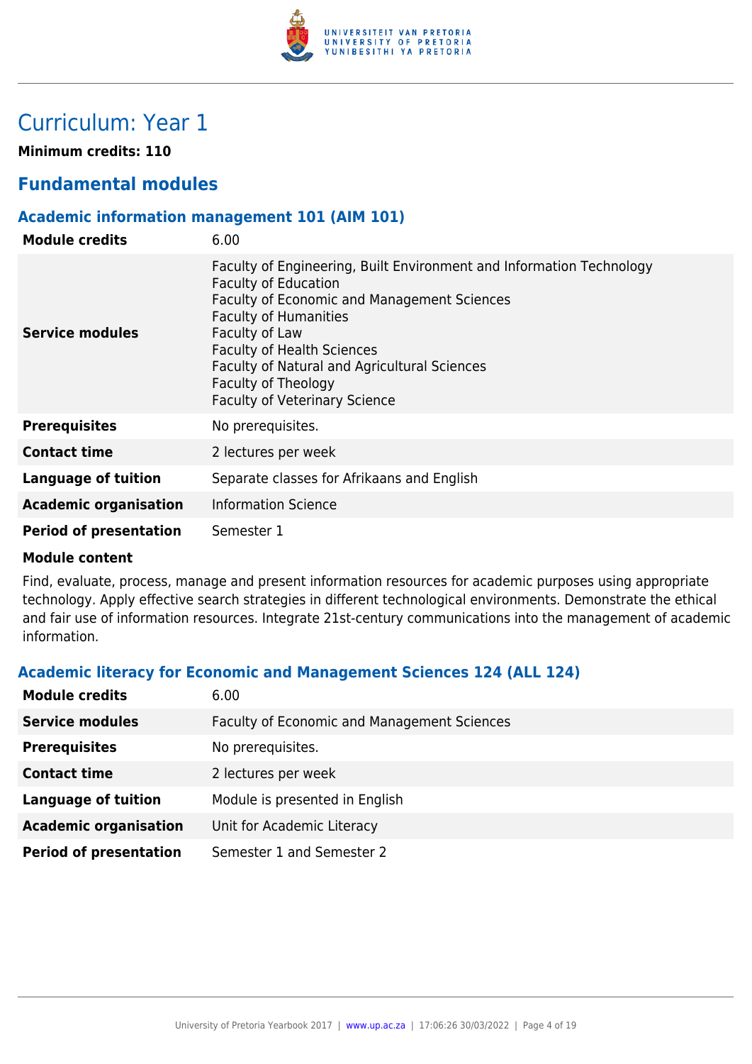# Curriculum: Year 1

**Minimum credits: 110**

## Fundamental modules

### Academic information management 101 (AIM 101)

| | |
|---|---|
| **Module credits** | 6.00 |
| **Service modules** | Faculty of Engineering, Built Environment and Information Technology<br>Faculty of Education<br>Faculty of Economic and Management Sciences<br>Faculty of Humanities<br>Faculty of Law<br>Faculty of Health Sciences<br>Faculty of Natural and Agricultural Sciences<br>Faculty of Theology<br>Faculty of Veterinary Science |
| **Prerequisites** | No prerequisites. |
| **Contact time** | 2 lectures per week |
| **Language of tuition** | Separate classes for Afrikaans and English |
| **Academic organisation** | Information Science |
| **Period of presentation** | Semester 1 |

**Module content**

Find, evaluate, process, manage and present information resources for academic purposes using appropriate technology. Apply effective search strategies in different technological environments. Demonstrate the ethical and fair use of information resources. Integrate 21st-century communications into the management of academic information.

### Academic literacy for Economic and Management Sciences 124 (ALL 124)

| | |
|---|---|
| **Module credits** | 6.00 |
| **Service modules** | Faculty of Economic and Management Sciences |
| **Prerequisites** | No prerequisites. |
| **Contact time** | 2 lectures per week |
| **Language of tuition** | Module is presented in English |
| **Academic organisation** | Unit for Academic Literacy |
| **Period of presentation** | Semester 1 and Semester 2 |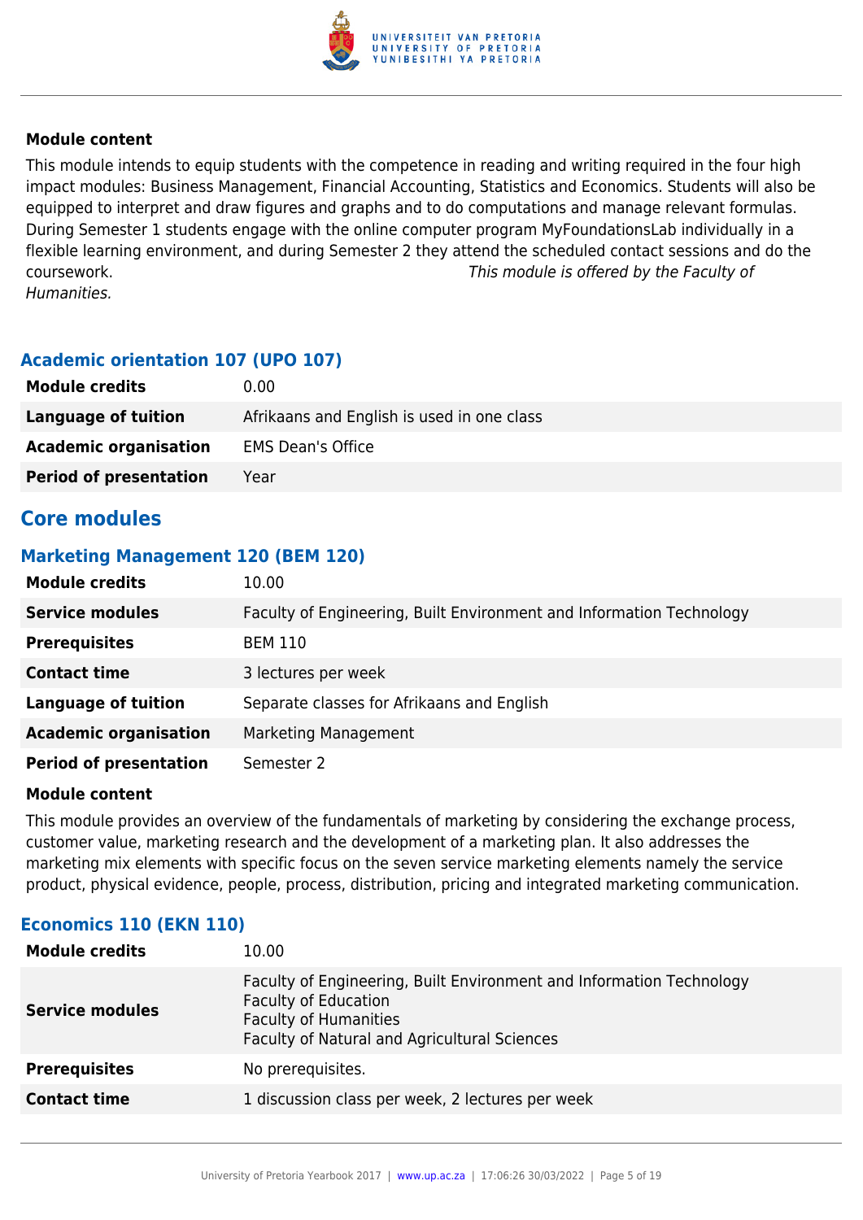#### Module content

This module intends to equip students with the competence in reading and writing required in the four high impact modules: Business Management, Financial Accounting, Statistics and Economics. Students will also be equipped to interpret and draw figures and graphs and to do computations and manage relevant formulas. During Semester 1 students engage with the online computer program MyFoundationsLab individually in a flexible learning environment, and during Semester 2 they attend the scheduled contact sessions and do the coursework. *This module is offered by the Faculty of Humanities.*

### Academic orientation 107 (UPO 107)

| | |
|---|---|
| **Module credits** | 0.00 |
| **Language of tuition** | Afrikaans and English is used in one class |
| **Academic organisation** | EMS Dean's Office |
| **Period of presentation** | Year |

## Core modules

### Marketing Management 120 (BEM 120)

| | |
|---|---|
| **Module credits** | 10.00 |
| **Service modules** | Faculty of Engineering, Built Environment and Information Technology |
| **Prerequisites** | BEM 110 |
| **Contact time** | 3 lectures per week |
| **Language of tuition** | Separate classes for Afrikaans and English |
| **Academic organisation** | Marketing Management |
| **Period of presentation** | Semester 2 |

#### Module content

This module provides an overview of the fundamentals of marketing by considering the exchange process, customer value, marketing research and the development of a marketing plan. It also addresses the marketing mix elements with specific focus on the seven service marketing elements namely the service product, physical evidence, people, process, distribution, pricing and integrated marketing communication.

### Economics 110 (EKN 110)

| | |
|---|---|
| **Module credits** | 10.00 |
| **Service modules** | Faculty of Engineering, Built Environment and Information Technology<br>Faculty of Education<br>Faculty of Humanities<br>Faculty of Natural and Agricultural Sciences |
| **Prerequisites** | No prerequisites. |
| **Contact time** | 1 discussion class per week, 2 lectures per week |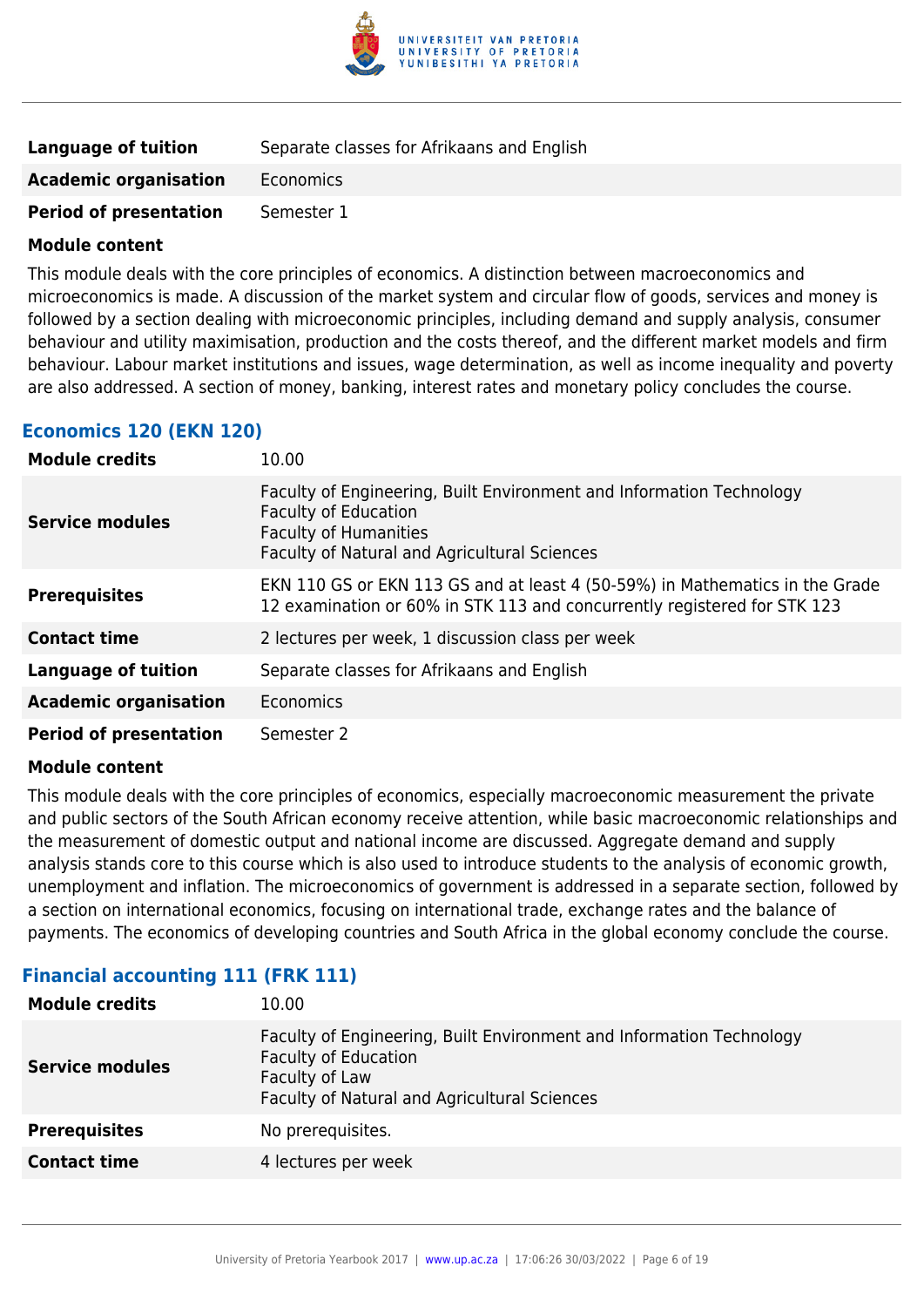| | |
|---|---|
| **Language of tuition** | Separate classes for Afrikaans and English |
| **Academic organisation** | Economics |
| **Period of presentation** | Semester 1 |

**Module content**

This module deals with the core principles of economics. A distinction between macroeconomics and microeconomics is made. A discussion of the market system and circular flow of goods, services and money is followed by a section dealing with microeconomic principles, including demand and supply analysis, consumer behaviour and utility maximisation, production and the costs thereof, and the different market models and firm behaviour. Labour market institutions and issues, wage determination, as well as income inequality and poverty are also addressed. A section of money, banking, interest rates and monetary policy concludes the course.

### Economics 120 (EKN 120)

| | |
|---|---|
| **Module credits** | 10.00 |
| **Service modules** | Faculty of Engineering, Built Environment and Information Technology<br>Faculty of Education<br>Faculty of Humanities<br>Faculty of Natural and Agricultural Sciences |
| **Prerequisites** | EKN 110 GS or EKN 113 GS and at least 4 (50-59%) in Mathematics in the Grade 12 examination or 60% in STK 113 and concurrently registered for STK 123 |
| **Contact time** | 2 lectures per week, 1 discussion class per week |
| **Language of tuition** | Separate classes for Afrikaans and English |
| **Academic organisation** | Economics |
| **Period of presentation** | Semester 2 |

**Module content**

This module deals with the core principles of economics, especially macroeconomic measurement the private and public sectors of the South African economy receive attention, while basic macroeconomic relationships and the measurement of domestic output and national income are discussed. Aggregate demand and supply analysis stands core to this course which is also used to introduce students to the analysis of economic growth, unemployment and inflation. The microeconomics of government is addressed in a separate section, followed by a section on international economics, focusing on international trade, exchange rates and the balance of payments. The economics of developing countries and South Africa in the global economy conclude the course.

### Financial accounting 111 (FRK 111)

| | |
|---|---|
| **Module credits** | 10.00 |
| **Service modules** | Faculty of Engineering, Built Environment and Information Technology<br>Faculty of Education<br>Faculty of Law<br>Faculty of Natural and Agricultural Sciences |
| **Prerequisites** | No prerequisites. |
| **Contact time** | 4 lectures per week |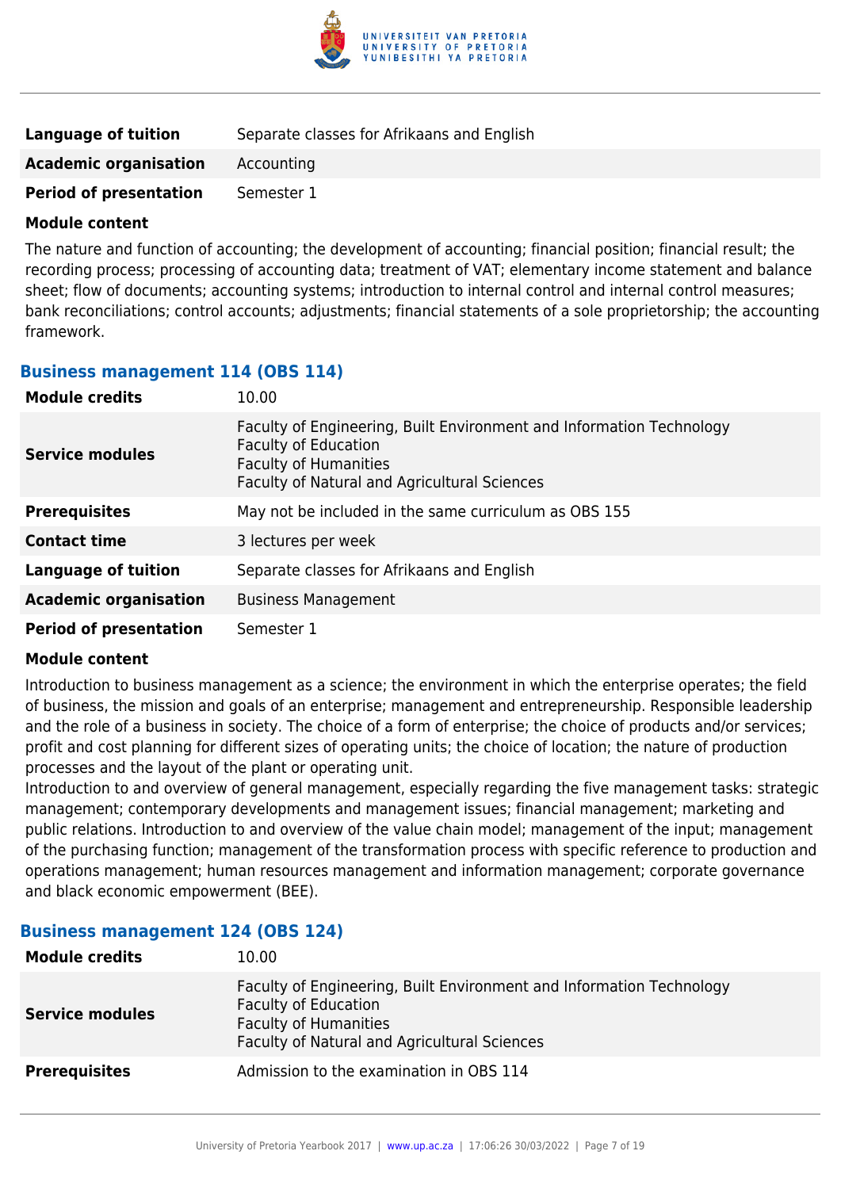| | |
|---|---|
| **Language of tuition** | Separate classes for Afrikaans and English |
| **Academic organisation** | Accounting |
| **Period of presentation** | Semester 1 |

**Module content**

The nature and function of accounting; the development of accounting; financial position; financial result; the recording process; processing of accounting data; treatment of VAT; elementary income statement and balance sheet; flow of documents; accounting systems; introduction to internal control and internal control measures; bank reconciliations; control accounts; adjustments; financial statements of a sole proprietorship; the accounting framework.

### Business management 114 (OBS 114)

| | |
|---|---|
| **Module credits** | 10.00 |
| **Service modules** | Faculty of Engineering, Built Environment and Information Technology<br>Faculty of Education<br>Faculty of Humanities<br>Faculty of Natural and Agricultural Sciences |
| **Prerequisites** | May not be included in the same curriculum as OBS 155 |
| **Contact time** | 3 lectures per week |
| **Language of tuition** | Separate classes for Afrikaans and English |
| **Academic organisation** | Business Management |
| **Period of presentation** | Semester 1 |

**Module content**

Introduction to business management as a science; the environment in which the enterprise operates; the field of business, the mission and goals of an enterprise; management and entrepreneurship. Responsible leadership and the role of a business in society. The choice of a form of enterprise; the choice of products and/or services; profit and cost planning for different sizes of operating units; the choice of location; the nature of production processes and the layout of the plant or operating unit.
Introduction to and overview of general management, especially regarding the five management tasks: strategic management; contemporary developments and management issues; financial management; marketing and public relations. Introduction to and overview of the value chain model; management of the input; management of the purchasing function; management of the transformation process with specific reference to production and operations management; human resources management and information management; corporate governance and black economic empowerment (BEE).

### Business management 124 (OBS 124)

| | |
|---|---|
| **Module credits** | 10.00 |
| **Service modules** | Faculty of Engineering, Built Environment and Information Technology<br>Faculty of Education<br>Faculty of Humanities<br>Faculty of Natural and Agricultural Sciences |
| **Prerequisites** | Admission to the examination in OBS 114 |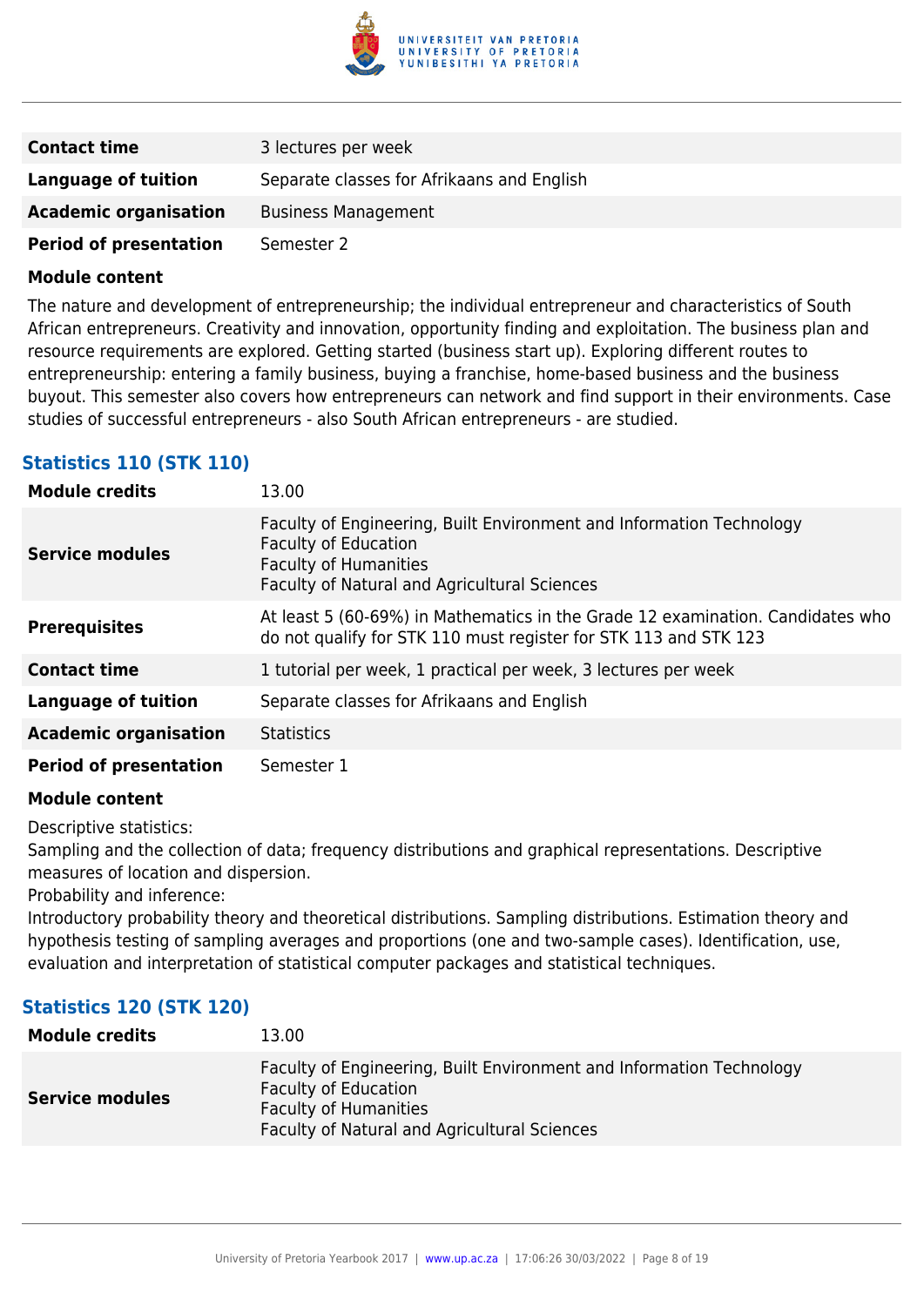| | |
|---|---|
| **Contact time** | 3 lectures per week |
| **Language of tuition** | Separate classes for Afrikaans and English |
| **Academic organisation** | Business Management |
| **Period of presentation** | Semester 2 |

**Module content**

The nature and development of entrepreneurship; the individual entrepreneur and characteristics of South African entrepreneurs. Creativity and innovation, opportunity finding and exploitation. The business plan and resource requirements are explored. Getting started (business start up). Exploring different routes to entrepreneurship: entering a family business, buying a franchise, home-based business and the business buyout. This semester also covers how entrepreneurs can network and find support in their environments. Case studies of successful entrepreneurs - also South African entrepreneurs - are studied.

### Statistics 110 (STK 110)

| | |
|---|---|
| **Module credits** | 13.00 |
| **Service modules** | Faculty of Engineering, Built Environment and Information Technology<br>Faculty of Education<br>Faculty of Humanities<br>Faculty of Natural and Agricultural Sciences |
| **Prerequisites** | At least 5 (60-69%) in Mathematics in the Grade 12 examination. Candidates who do not qualify for STK 110 must register for STK 113 and STK 123 |
| **Contact time** | 1 tutorial per week, 1 practical per week, 3 lectures per week |
| **Language of tuition** | Separate classes for Afrikaans and English |
| **Academic organisation** | Statistics |
| **Period of presentation** | Semester 1 |

**Module content**

Descriptive statistics:
Sampling and the collection of data; frequency distributions and graphical representations. Descriptive measures of location and dispersion.
Probability and inference:
Introductory probability theory and theoretical distributions. Sampling distributions. Estimation theory and hypothesis testing of sampling averages and proportions (one and two-sample cases). Identification, use, evaluation and interpretation of statistical computer packages and statistical techniques.

### Statistics 120 (STK 120)

| | |
|---|---|
| **Module credits** | 13.00 |
| **Service modules** | Faculty of Engineering, Built Environment and Information Technology<br>Faculty of Education<br>Faculty of Humanities<br>Faculty of Natural and Agricultural Sciences |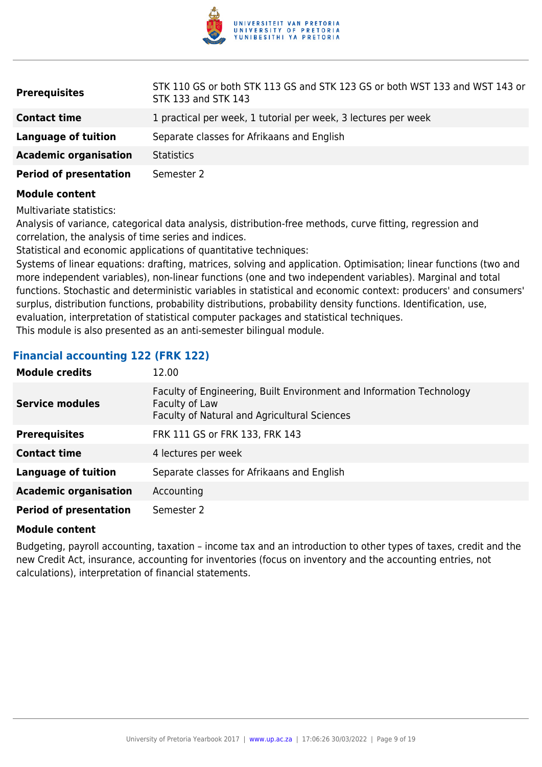| | |
|---|---|
| **Prerequisites** | STK 110 GS or both STK 113 GS and STK 123 GS or both WST 133 and WST 143 or STK 133 and STK 143 |
| **Contact time** | 1 practical per week, 1 tutorial per week, 3 lectures per week |
| **Language of tuition** | Separate classes for Afrikaans and English |
| **Academic organisation** | Statistics |
| **Period of presentation** | Semester 2 |

**Module content**

Multivariate statistics:
Analysis of variance, categorical data analysis, distribution-free methods, curve fitting, regression and correlation, the analysis of time series and indices.
Statistical and economic applications of quantitative techniques:
Systems of linear equations: drafting, matrices, solving and application. Optimisation; linear functions (two and more independent variables), non-linear functions (one and two independent variables). Marginal and total functions. Stochastic and deterministic variables in statistical and economic context: producers' and consumers' surplus, distribution functions, probability distributions, probability density functions. Identification, use, evaluation, interpretation of statistical computer packages and statistical techniques.
This module is also presented as an anti-semester bilingual module.

### Financial accounting 122 (FRK 122)

| | |
|---|---|
| **Module credits** | 12.00 |
| **Service modules** | Faculty of Engineering, Built Environment and Information Technology<br>Faculty of Law<br>Faculty of Natural and Agricultural Sciences |
| **Prerequisites** | FRK 111 GS or FRK 133, FRK 143 |
| **Contact time** | 4 lectures per week |
| **Language of tuition** | Separate classes for Afrikaans and English |
| **Academic organisation** | Accounting |
| **Period of presentation** | Semester 2 |

**Module content**

Budgeting, payroll accounting, taxation – income tax and an introduction to other types of taxes, credit and the new Credit Act, insurance, accounting for inventories (focus on inventory and the accounting entries, not calculations), interpretation of financial statements.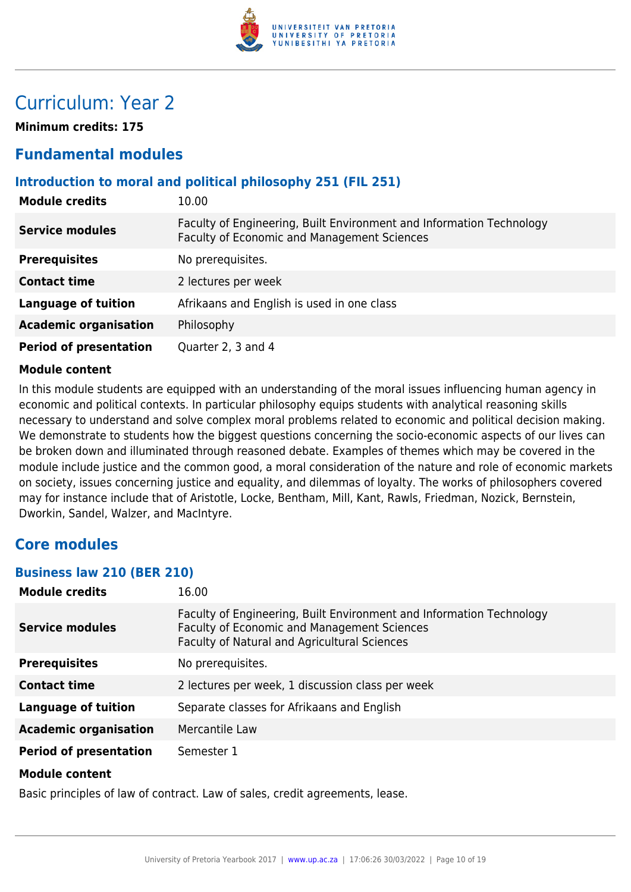# Curriculum: Year 2

**Minimum credits: 175**

## Fundamental modules

### Introduction to moral and political philosophy 251 (FIL 251)

| | |
|---|---|
| **Module credits** | 10.00 |
| **Service modules** | Faculty of Engineering, Built Environment and Information Technology<br>Faculty of Economic and Management Sciences |
| **Prerequisites** | No prerequisites. |
| **Contact time** | 2 lectures per week |
| **Language of tuition** | Afrikaans and English is used in one class |
| **Academic organisation** | Philosophy |
| **Period of presentation** | Quarter 2, 3 and 4 |

**Module content**

In this module students are equipped with an understanding of the moral issues influencing human agency in economic and political contexts. In particular philosophy equips students with analytical reasoning skills necessary to understand and solve complex moral problems related to economic and political decision making. We demonstrate to students how the biggest questions concerning the socio-economic aspects of our lives can be broken down and illuminated through reasoned debate. Examples of themes which may be covered in the module include justice and the common good, a moral consideration of the nature and role of economic markets on society, issues concerning justice and equality, and dilemmas of loyalty. The works of philosophers covered may for instance include that of Aristotle, Locke, Bentham, Mill, Kant, Rawls, Friedman, Nozick, Bernstein, Dworkin, Sandel, Walzer, and MacIntyre.

## Core modules

### Business law 210 (BER 210)

| | |
|---|---|
| **Module credits** | 16.00 |
| **Service modules** | Faculty of Engineering, Built Environment and Information Technology<br>Faculty of Economic and Management Sciences<br>Faculty of Natural and Agricultural Sciences |
| **Prerequisites** | No prerequisites. |
| **Contact time** | 2 lectures per week, 1 discussion class per week |
| **Language of tuition** | Separate classes for Afrikaans and English |
| **Academic organisation** | Mercantile Law |
| **Period of presentation** | Semester 1 |

**Module content**

Basic principles of law of contract. Law of sales, credit agreements, lease.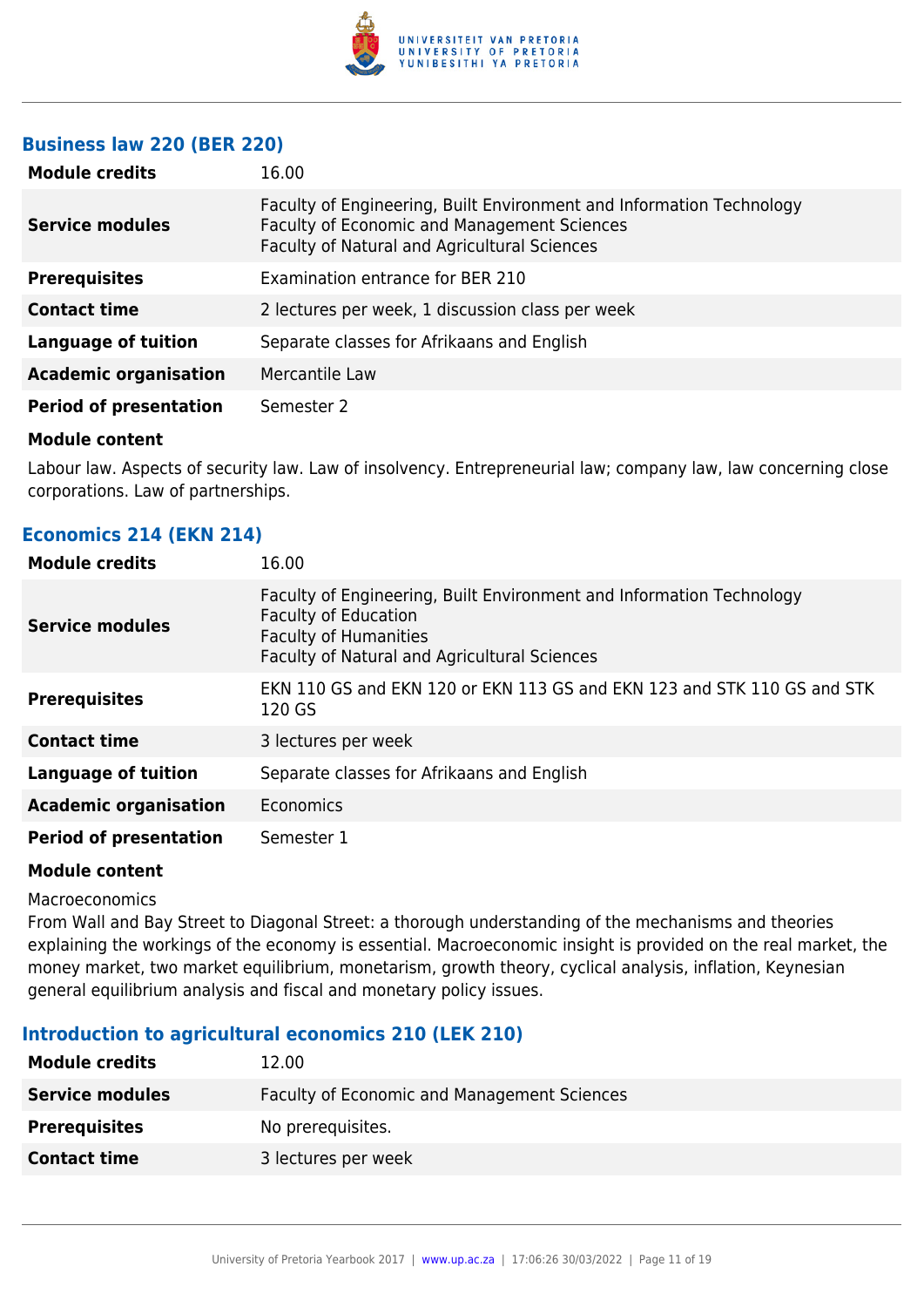### Business law 220 (BER 220)

| | |
|---|---|
| **Module credits** | 16.00 |
| **Service modules** | Faculty of Engineering, Built Environment and Information Technology<br>Faculty of Economic and Management Sciences<br>Faculty of Natural and Agricultural Sciences |
| **Prerequisites** | Examination entrance for BER 210 |
| **Contact time** | 2 lectures per week, 1 discussion class per week |
| **Language of tuition** | Separate classes for Afrikaans and English |
| **Academic organisation** | Mercantile Law |
| **Period of presentation** | Semester 2 |

**Module content**

Labour law. Aspects of security law. Law of insolvency. Entrepreneurial law; company law, law concerning close corporations. Law of partnerships.

### Economics 214 (EKN 214)

| | |
|---|---|
| **Module credits** | 16.00 |
| **Service modules** | Faculty of Engineering, Built Environment and Information Technology<br>Faculty of Education<br>Faculty of Humanities<br>Faculty of Natural and Agricultural Sciences |
| **Prerequisites** | EKN 110 GS and EKN 120 or EKN 113 GS and EKN 123 and STK 110 GS and STK 120 GS |
| **Contact time** | 3 lectures per week |
| **Language of tuition** | Separate classes for Afrikaans and English |
| **Academic organisation** | Economics |
| **Period of presentation** | Semester 1 |

**Module content**

Macroeconomics
From Wall and Bay Street to Diagonal Street: a thorough understanding of the mechanisms and theories explaining the workings of the economy is essential. Macroeconomic insight is provided on the real market, the money market, two market equilibrium, monetarism, growth theory, cyclical analysis, inflation, Keynesian general equilibrium analysis and fiscal and monetary policy issues.

### Introduction to agricultural economics 210 (LEK 210)

| | |
|---|---|
| **Module credits** | 12.00 |
| **Service modules** | Faculty of Economic and Management Sciences |
| **Prerequisites** | No prerequisites. |
| **Contact time** | 3 lectures per week |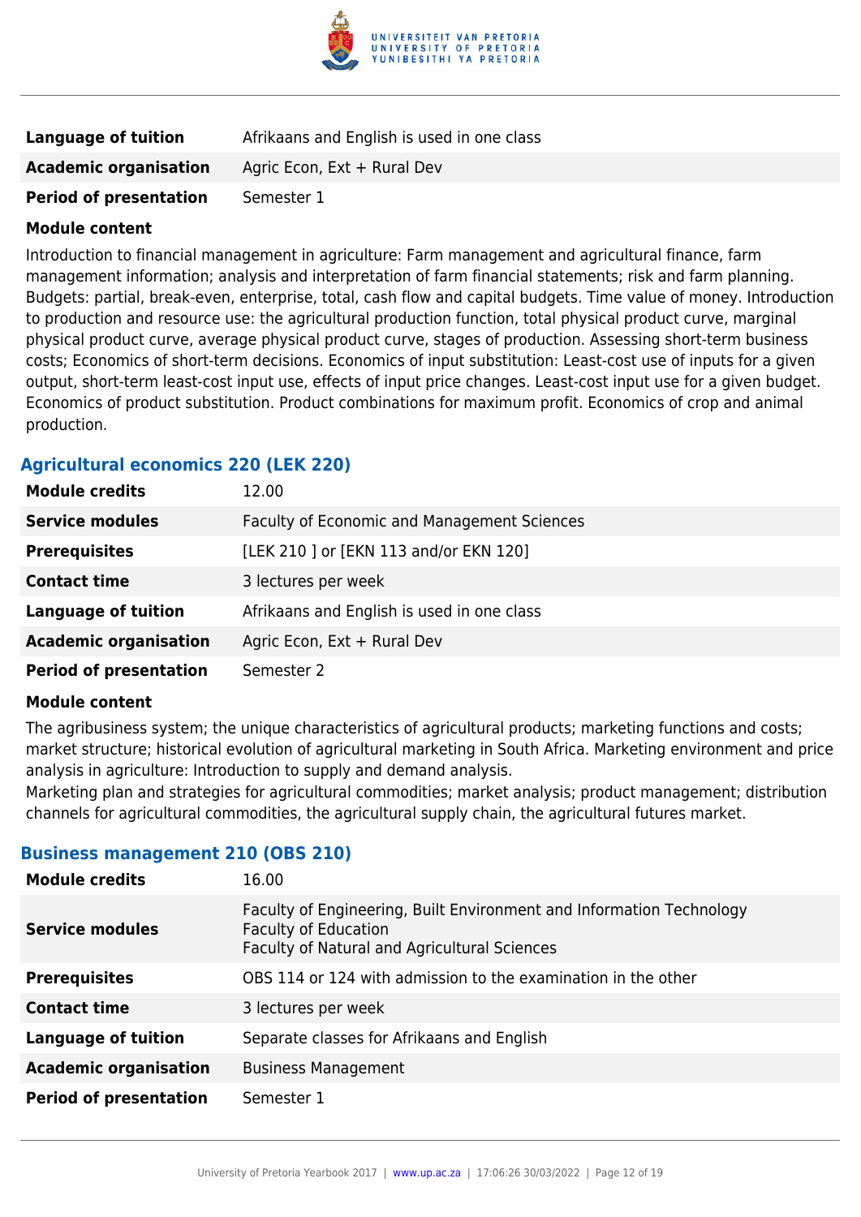| | |
|---|---|
| **Language of tuition** | Afrikaans and English is used in one class |
| **Academic organisation** | Agric Econ, Ext + Rural Dev |
| **Period of presentation** | Semester 1 |

**Module content**

Introduction to financial management in agriculture: Farm management and agricultural finance, farm management information; analysis and interpretation of farm financial statements; risk and farm planning. Budgets: partial, break-even, enterprise, total, cash flow and capital budgets. Time value of money. Introduction to production and resource use: the agricultural production function, total physical product curve, marginal physical product curve, average physical product curve, stages of production. Assessing short-term business costs; Economics of short-term decisions. Economics of input substitution: Least-cost use of inputs for a given output, short-term least-cost input use, effects of input price changes. Least-cost input use for a given budget. Economics of product substitution. Product combinations for maximum profit. Economics of crop and animal production.

### Agricultural economics 220 (LEK 220)

| | |
|---|---|
| **Module credits** | 12.00 |
| **Service modules** | Faculty of Economic and Management Sciences |
| **Prerequisites** | [LEK 210 ] or [EKN 113 and/or EKN 120] |
| **Contact time** | 3 lectures per week |
| **Language of tuition** | Afrikaans and English is used in one class |
| **Academic organisation** | Agric Econ, Ext + Rural Dev |
| **Period of presentation** | Semester 2 |

**Module content**

The agribusiness system; the unique characteristics of agricultural products; marketing functions and costs; market structure; historical evolution of agricultural marketing in South Africa. Marketing environment and price analysis in agriculture: Introduction to supply and demand analysis.
Marketing plan and strategies for agricultural commodities; market analysis; product management; distribution channels for agricultural commodities, the agricultural supply chain, the agricultural futures market.

### Business management 210 (OBS 210)

| | |
|---|---|
| **Module credits** | 16.00 |
| **Service modules** | Faculty of Engineering, Built Environment and Information Technology<br>Faculty of Education<br>Faculty of Natural and Agricultural Sciences |
| **Prerequisites** | OBS 114 or 124 with admission to the examination in the other |
| **Contact time** | 3 lectures per week |
| **Language of tuition** | Separate classes for Afrikaans and English |
| **Academic organisation** | Business Management |
| **Period of presentation** | Semester 1 |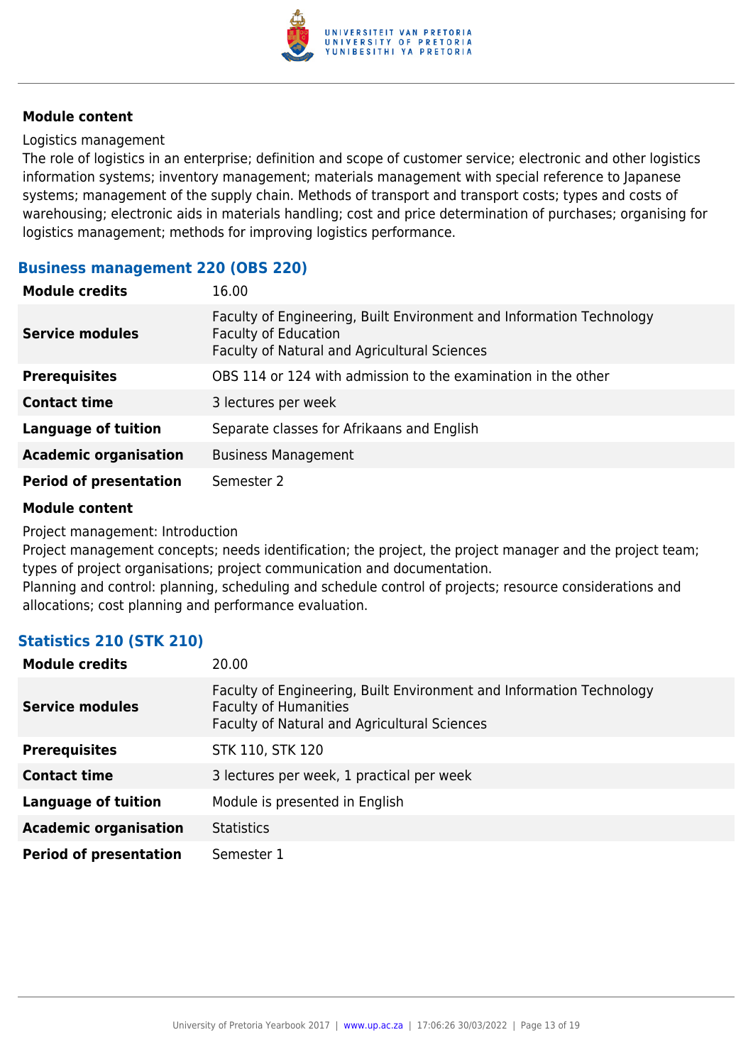#### Module content

Logistics management
The role of logistics in an enterprise; definition and scope of customer service; electronic and other logistics information systems; inventory management; materials management with special reference to Japanese systems; management of the supply chain. Methods of transport and transport costs; types and costs of warehousing; electronic aids in materials handling; cost and price determination of purchases; organising for logistics management; methods for improving logistics performance.

### Business management 220 (OBS 220)

| | |
|---|---|
| **Module credits** | 16.00 |
| **Service modules** | Faculty of Engineering, Built Environment and Information Technology<br>Faculty of Education<br>Faculty of Natural and Agricultural Sciences |
| **Prerequisites** | OBS 114 or 124 with admission to the examination in the other |
| **Contact time** | 3 lectures per week |
| **Language of tuition** | Separate classes for Afrikaans and English |
| **Academic organisation** | Business Management |
| **Period of presentation** | Semester 2 |

#### Module content

Project management: Introduction
Project management concepts; needs identification; the project, the project manager and the project team; types of project organisations; project communication and documentation.
Planning and control: planning, scheduling and schedule control of projects; resource considerations and allocations; cost planning and performance evaluation.

### Statistics 210 (STK 210)

| | |
|---|---|
| **Module credits** | 20.00 |
| **Service modules** | Faculty of Engineering, Built Environment and Information Technology<br>Faculty of Humanities<br>Faculty of Natural and Agricultural Sciences |
| **Prerequisites** | STK 110, STK 120 |
| **Contact time** | 3 lectures per week, 1 practical per week |
| **Language of tuition** | Module is presented in English |
| **Academic organisation** | Statistics |
| **Period of presentation** | Semester 1 |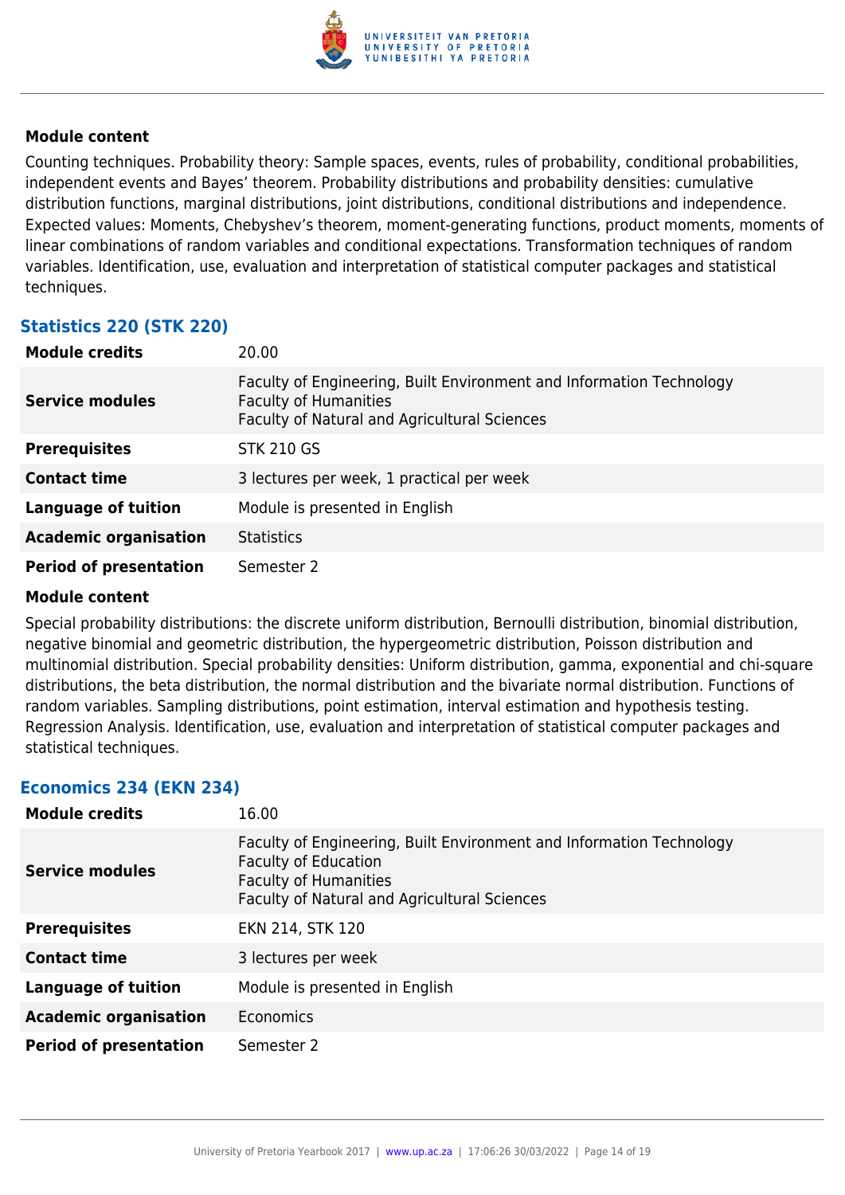**Module content**

Counting techniques. Probability theory: Sample spaces, events, rules of probability, conditional probabilities, independent events and Bayes' theorem. Probability distributions and probability densities: cumulative distribution functions, marginal distributions, joint distributions, conditional distributions and independence. Expected values: Moments, Chebyshev's theorem, moment-generating functions, product moments, moments of linear combinations of random variables and conditional expectations. Transformation techniques of random variables. Identification, use, evaluation and interpretation of statistical computer packages and statistical techniques.

### Statistics 220 (STK 220)

| | |
|---|---|
| **Module credits** | 20.00 |
| **Service modules** | Faculty of Engineering, Built Environment and Information Technology<br>Faculty of Humanities<br>Faculty of Natural and Agricultural Sciences |
| **Prerequisites** | STK 210 GS |
| **Contact time** | 3 lectures per week, 1 practical per week |
| **Language of tuition** | Module is presented in English |
| **Academic organisation** | Statistics |
| **Period of presentation** | Semester 2 |

**Module content**

Special probability distributions: the discrete uniform distribution, Bernoulli distribution, binomial distribution, negative binomial and geometric distribution, the hypergeometric distribution, Poisson distribution and multinomial distribution. Special probability densities: Uniform distribution, gamma, exponential and chi-square distributions, the beta distribution, the normal distribution and the bivariate normal distribution. Functions of random variables. Sampling distributions, point estimation, interval estimation and hypothesis testing. Regression Analysis. Identification, use, evaluation and interpretation of statistical computer packages and statistical techniques.

### Economics 234 (EKN 234)

| | |
|---|---|
| **Module credits** | 16.00 |
| **Service modules** | Faculty of Engineering, Built Environment and Information Technology<br>Faculty of Education<br>Faculty of Humanities<br>Faculty of Natural and Agricultural Sciences |
| **Prerequisites** | EKN 214, STK 120 |
| **Contact time** | 3 lectures per week |
| **Language of tuition** | Module is presented in English |
| **Academic organisation** | Economics |
| **Period of presentation** | Semester 2 |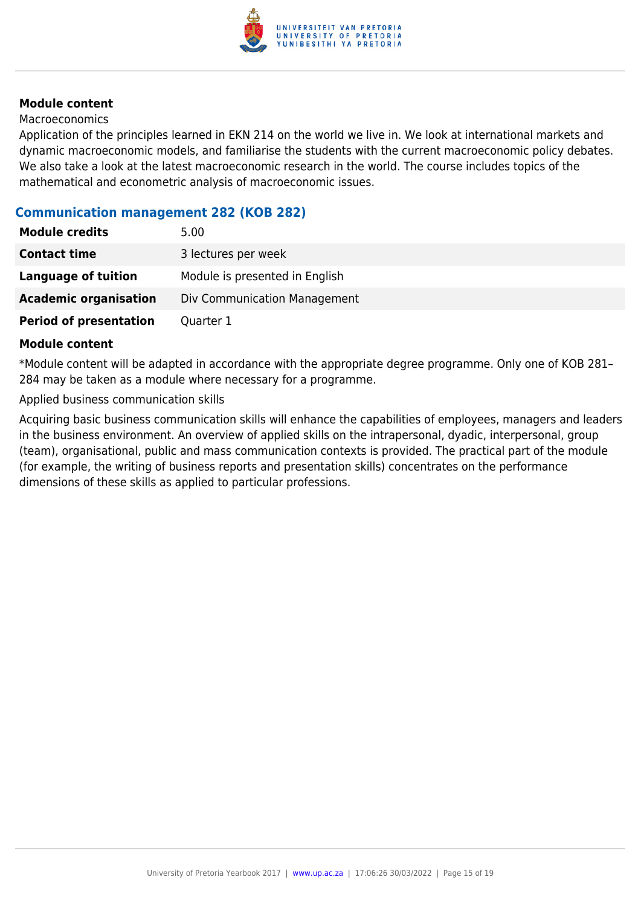**Module content**

Macroeconomics

Application of the principles learned in EKN 214 on the world we live in. We look at international markets and dynamic macroeconomic models, and familiarise the students with the current macroeconomic policy debates. We also take a look at the latest macroeconomic research in the world. The course includes topics of the mathematical and econometric analysis of macroeconomic issues.

### Communication management 282 (KOB 282)

| | |
|---|---|
| **Module credits** | 5.00 |
| **Contact time** | 3 lectures per week |
| **Language of tuition** | Module is presented in English |
| **Academic organisation** | Div Communication Management |
| **Period of presentation** | Quarter 1 |

**Module content**

*Module content will be adapted in accordance with the appropriate degree programme. Only one of KOB 281–284 may be taken as a module where necessary for a programme.

Applied business communication skills

Acquiring basic business communication skills will enhance the capabilities of employees, managers and leaders in the business environment. An overview of applied skills on the intrapersonal, dyadic, interpersonal, group (team), organisational, public and mass communication contexts is provided. The practical part of the module (for example, the writing of business reports and presentation skills) concentrates on the performance dimensions of these skills as applied to particular professions.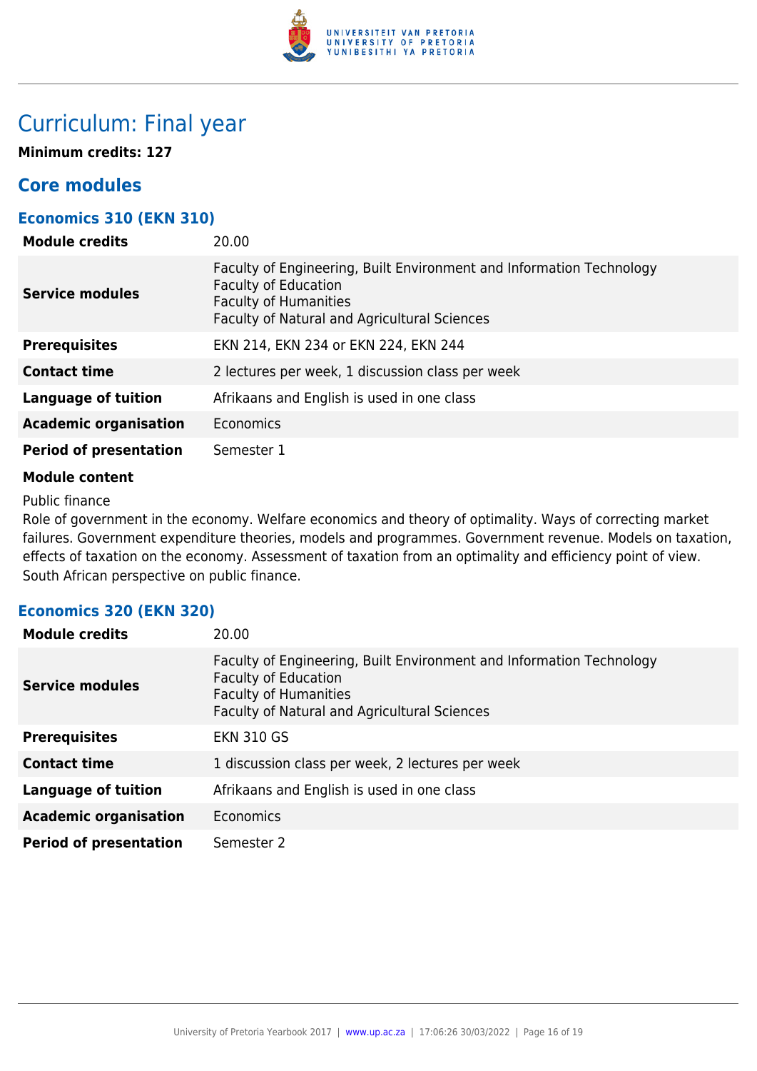# Curriculum: Final year

**Minimum credits: 127**

## Core modules

### Economics 310 (EKN 310)

| | |
|---|---|
| **Module credits** | 20.00 |
| **Service modules** | Faculty of Engineering, Built Environment and Information Technology<br>Faculty of Education<br>Faculty of Humanities<br>Faculty of Natural and Agricultural Sciences |
| **Prerequisites** | EKN 214, EKN 234 or EKN 224, EKN 244 |
| **Contact time** | 2 lectures per week, 1 discussion class per week |
| **Language of tuition** | Afrikaans and English is used in one class |
| **Academic organisation** | Economics |
| **Period of presentation** | Semester 1 |

**Module content**

Public finance

Role of government in the economy. Welfare economics and theory of optimality. Ways of correcting market failures. Government expenditure theories, models and programmes. Government revenue. Models on taxation, effects of taxation on the economy. Assessment of taxation from an optimality and efficiency point of view. South African perspective on public finance.

### Economics 320 (EKN 320)

| | |
|---|---|
| **Module credits** | 20.00 |
| **Service modules** | Faculty of Engineering, Built Environment and Information Technology<br>Faculty of Education<br>Faculty of Humanities<br>Faculty of Natural and Agricultural Sciences |
| **Prerequisites** | EKN 310 GS |
| **Contact time** | 1 discussion class per week, 2 lectures per week |
| **Language of tuition** | Afrikaans and English is used in one class |
| **Academic organisation** | Economics |
| **Period of presentation** | Semester 2 |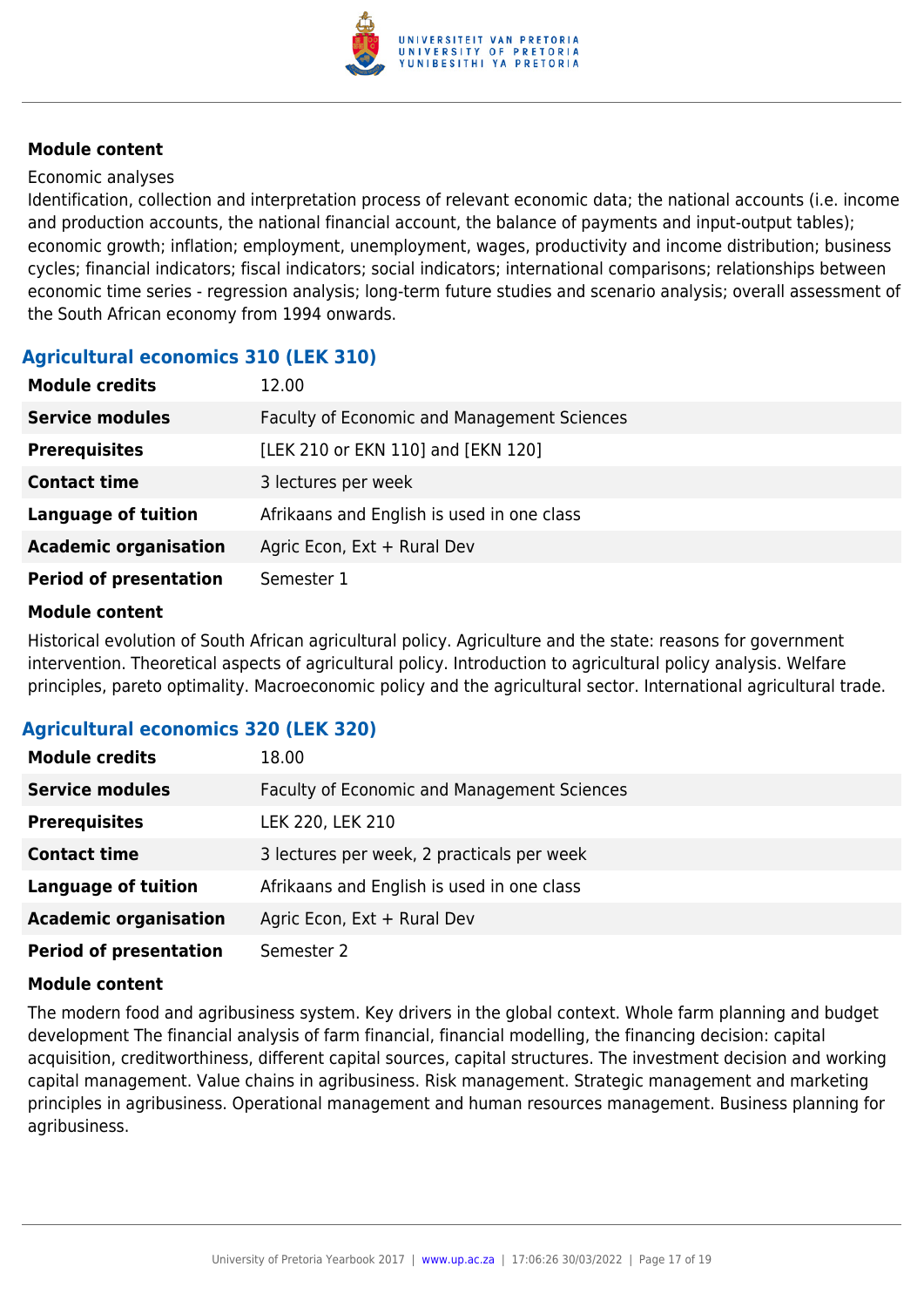#### Module content

Economic analyses

Identification, collection and interpretation process of relevant economic data; the national accounts (i.e. income and production accounts, the national financial account, the balance of payments and input-output tables); economic growth; inflation; employment, unemployment, wages, productivity and income distribution; business cycles; financial indicators; fiscal indicators; social indicators; international comparisons; relationships between economic time series - regression analysis; long-term future studies and scenario analysis; overall assessment of the South African economy from 1994 onwards.

### Agricultural economics 310 (LEK 310)

| | |
|---|---|
| **Module credits** | 12.00 |
| **Service modules** | Faculty of Economic and Management Sciences |
| **Prerequisites** | [LEK 210 or EKN 110] and [EKN 120] |
| **Contact time** | 3 lectures per week |
| **Language of tuition** | Afrikaans and English is used in one class |
| **Academic organisation** | Agric Econ, Ext + Rural Dev |
| **Period of presentation** | Semester 1 |

#### Module content

Historical evolution of South African agricultural policy. Agriculture and the state: reasons for government intervention. Theoretical aspects of agricultural policy. Introduction to agricultural policy analysis. Welfare principles, pareto optimality. Macroeconomic policy and the agricultural sector. International agricultural trade.

### Agricultural economics 320 (LEK 320)

| | |
|---|---|
| **Module credits** | 18.00 |
| **Service modules** | Faculty of Economic and Management Sciences |
| **Prerequisites** | LEK 220, LEK 210 |
| **Contact time** | 3 lectures per week, 2 practicals per week |
| **Language of tuition** | Afrikaans and English is used in one class |
| **Academic organisation** | Agric Econ, Ext + Rural Dev |
| **Period of presentation** | Semester 2 |

#### Module content

The modern food and agribusiness system. Key drivers in the global context. Whole farm planning and budget development The financial analysis of farm financial, financial modelling, the financing decision: capital acquisition, creditworthiness, different capital sources, capital structures. The investment decision and working capital management. Value chains in agribusiness. Risk management. Strategic management and marketing principles in agribusiness. Operational management and human resources management. Business planning for agribusiness.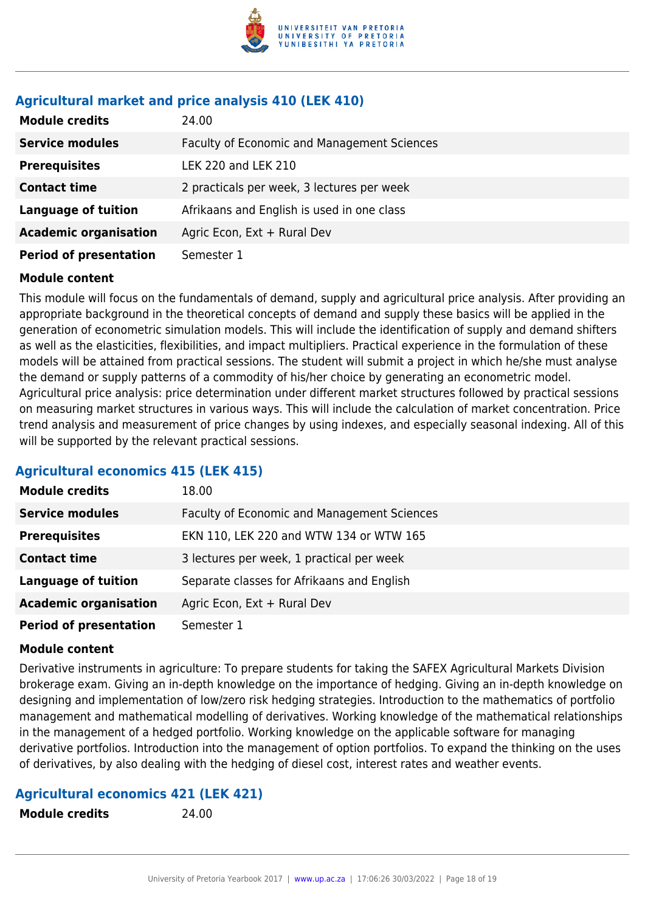### Agricultural market and price analysis 410 (LEK 410)

| | |
|---|---|
| **Module credits** | 24.00 |
| **Service modules** | Faculty of Economic and Management Sciences |
| **Prerequisites** | LEK 220 and LEK 210 |
| **Contact time** | 2 practicals per week, 3 lectures per week |
| **Language of tuition** | Afrikaans and English is used in one class |
| **Academic organisation** | Agric Econ, Ext + Rural Dev |
| **Period of presentation** | Semester 1 |

**Module content**

This module will focus on the fundamentals of demand, supply and agricultural price analysis. After providing an appropriate background in the theoretical concepts of demand and supply these basics will be applied in the generation of econometric simulation models. This will include the identification of supply and demand shifters as well as the elasticities, flexibilities, and impact multipliers. Practical experience in the formulation of these models will be attained from practical sessions. The student will submit a project in which he/she must analyse the demand or supply patterns of a commodity of his/her choice by generating an econometric model. Agricultural price analysis: price determination under different market structures followed by practical sessions on measuring market structures in various ways. This will include the calculation of market concentration. Price trend analysis and measurement of price changes by using indexes, and especially seasonal indexing. All of this will be supported by the relevant practical sessions.

### Agricultural economics 415 (LEK 415)

| | |
|---|---|
| **Module credits** | 18.00 |
| **Service modules** | Faculty of Economic and Management Sciences |
| **Prerequisites** | EKN 110, LEK 220 and WTW 134 or WTW 165 |
| **Contact time** | 3 lectures per week, 1 practical per week |
| **Language of tuition** | Separate classes for Afrikaans and English |
| **Academic organisation** | Agric Econ, Ext + Rural Dev |
| **Period of presentation** | Semester 1 |

**Module content**

Derivative instruments in agriculture: To prepare students for taking the SAFEX Agricultural Markets Division brokerage exam. Giving an in-depth knowledge on the importance of hedging. Giving an in-depth knowledge on designing and implementation of low/zero risk hedging strategies. Introduction to the mathematics of portfolio management and mathematical modelling of derivatives. Working knowledge of the mathematical relationships in the management of a hedged portfolio. Working knowledge on the applicable software for managing derivative portfolios. Introduction into the management of option portfolios. To expand the thinking on the uses of derivatives, by also dealing with the hedging of diesel cost, interest rates and weather events.

### Agricultural economics 421 (LEK 421)

| | |
|---|---|
| **Module credits** | 24.00 |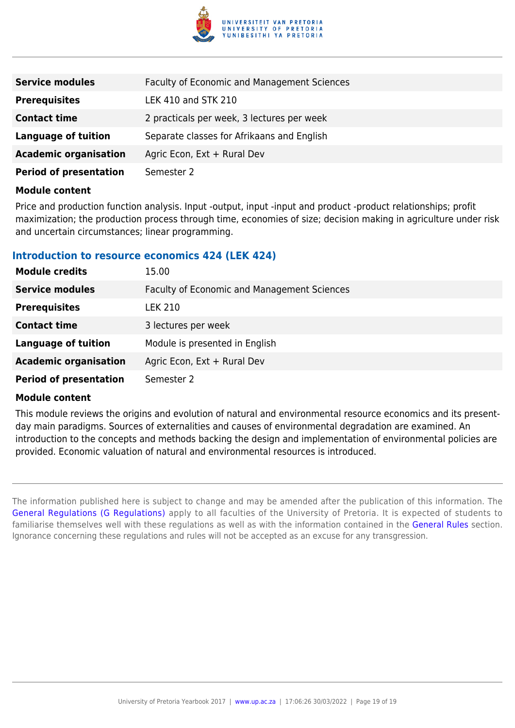| | |
|---|---|
| **Service modules** | Faculty of Economic and Management Sciences |
| **Prerequisites** | LEK 410 and STK 210 |
| **Contact time** | 2 practicals per week, 3 lectures per week |
| **Language of tuition** | Separate classes for Afrikaans and English |
| **Academic organisation** | Agric Econ, Ext + Rural Dev |
| **Period of presentation** | Semester 2 |

**Module content**

Price and production function analysis. Input -output, input -input and product -product relationships; profit maximization; the production process through time, economies of size; decision making in agriculture under risk and uncertain circumstances; linear programming.

### Introduction to resource economics 424 (LEK 424)

| | |
|---|---|
| **Module credits** | 15.00 |
| **Service modules** | Faculty of Economic and Management Sciences |
| **Prerequisites** | LEK 210 |
| **Contact time** | 3 lectures per week |
| **Language of tuition** | Module is presented in English |
| **Academic organisation** | Agric Econ, Ext + Rural Dev |
| **Period of presentation** | Semester 2 |

**Module content**

This module reviews the origins and evolution of natural and environmental resource economics and its present-day main paradigms. Sources of externalities and causes of environmental degradation are examined. An introduction to the concepts and methods backing the design and implementation of environmental policies are provided. Economic valuation of natural and environmental resources is introduced.

The information published here is subject to change and may be amended after the publication of this information. The General Regulations (G Regulations) apply to all faculties of the University of Pretoria. It is expected of students to familiarise themselves well with these regulations as well as with the information contained in the General Rules section. Ignorance concerning these regulations and rules will not be accepted as an excuse for any transgression.